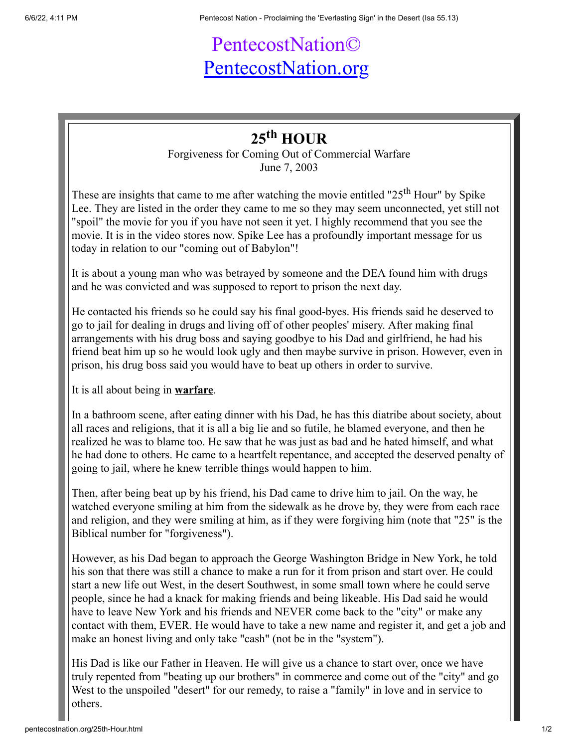PentecostNation©
[PentecostNation.org](http://PentecostNation.org)

# 25th HOUR

Forgiveness for Coming Out of Commercial Warfare
June 7, 2003

These are insights that came to me after watching the movie entitled "25th Hour" by Spike Lee. They are listed in the order they came to me so they may seem unconnected, yet still not "spoil" the movie for you if you have not seen it yet. I highly recommend that you see the movie. It is in the video stores now. Spike Lee has a profoundly important message for us today in relation to our "coming out of Babylon"!

It is about a young man who was betrayed by someone and the DEA found him with drugs and he was convicted and was supposed to report to prison the next day.

He contacted his friends so he could say his final good-byes. His friends said he deserved to go to jail for dealing in drugs and living off of other peoples' misery. After making final arrangements with his drug boss and saying goodbye to his Dad and girlfriend, he had his friend beat him up so he would look ugly and then maybe survive in prison. However, even in prison, his drug boss said you would have to beat up others in order to survive.

It is all about being in **warfare**.

In a bathroom scene, after eating dinner with his Dad, he has this diatribe about society, about all races and religions, that it is all a big lie and so futile, he blamed everyone, and then he realized he was to blame too. He saw that he was just as bad and he hated himself, and what he had done to others. He came to a heartfelt repentance, and accepted the deserved penalty of going to jail, where he knew terrible things would happen to him.

Then, after being beat up by his friend, his Dad came to drive him to jail. On the way, he watched everyone smiling at him from the sidewalk as he drove by, they were from each race and religion, and they were smiling at him, as if they were forgiving him (note that "25" is the Biblical number for "forgiveness").

However, as his Dad began to approach the George Washington Bridge in New York, he told his son that there was still a chance to make a run for it from prison and start over. He could start a new life out West, in the desert Southwest, in some small town where he could serve people, since he had a knack for making friends and being likeable. His Dad said he would have to leave New York and his friends and NEVER come back to the "city" or make any contact with them, EVER. He would have to take a new name and register it, and get a job and make an honest living and only take "cash" (not be in the "system").

His Dad is like our Father in Heaven. He will give us a chance to start over, once we have truly repented from "beating up our brothers" in commerce and come out of the "city" and go West to the unspoiled "desert" for our remedy, to raise a "family" in love and in service to others.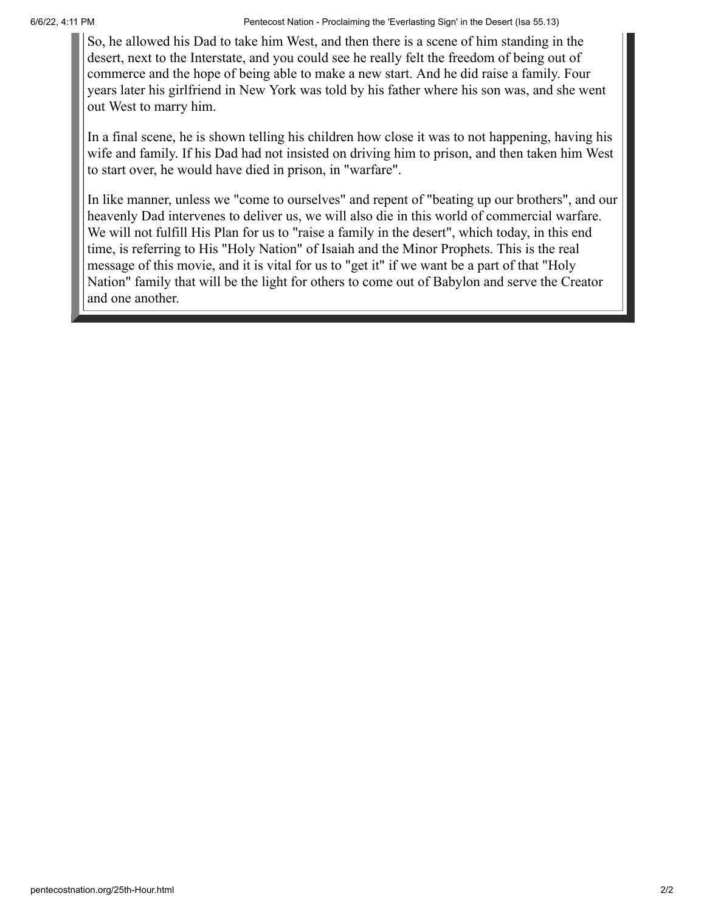So, he allowed his Dad to take him West, and then there is a scene of him standing in the desert, next to the Interstate, and you could see he really felt the freedom of being out of commerce and the hope of being able to make a new start. And he did raise a family. Four years later his girlfriend in New York was told by his father where his son was, and she went out West to marry him.

In a final scene, he is shown telling his children how close it was to not happening, having his wife and family. If his Dad had not insisted on driving him to prison, and then taken him West to start over, he would have died in prison, in "warfare".

In like manner, unless we "come to ourselves" and repent of "beating up our brothers", and our heavenly Dad intervenes to deliver us, we will also die in this world of commercial warfare. We will not fulfill His Plan for us to "raise a family in the desert", which today, in this end time, is referring to His "Holy Nation" of Isaiah and the Minor Prophets. This is the real message of this movie, and it is vital for us to "get it" if we want be a part of that "Holy Nation" family that will be the light for others to come out of Babylon and serve the Creator and one another.